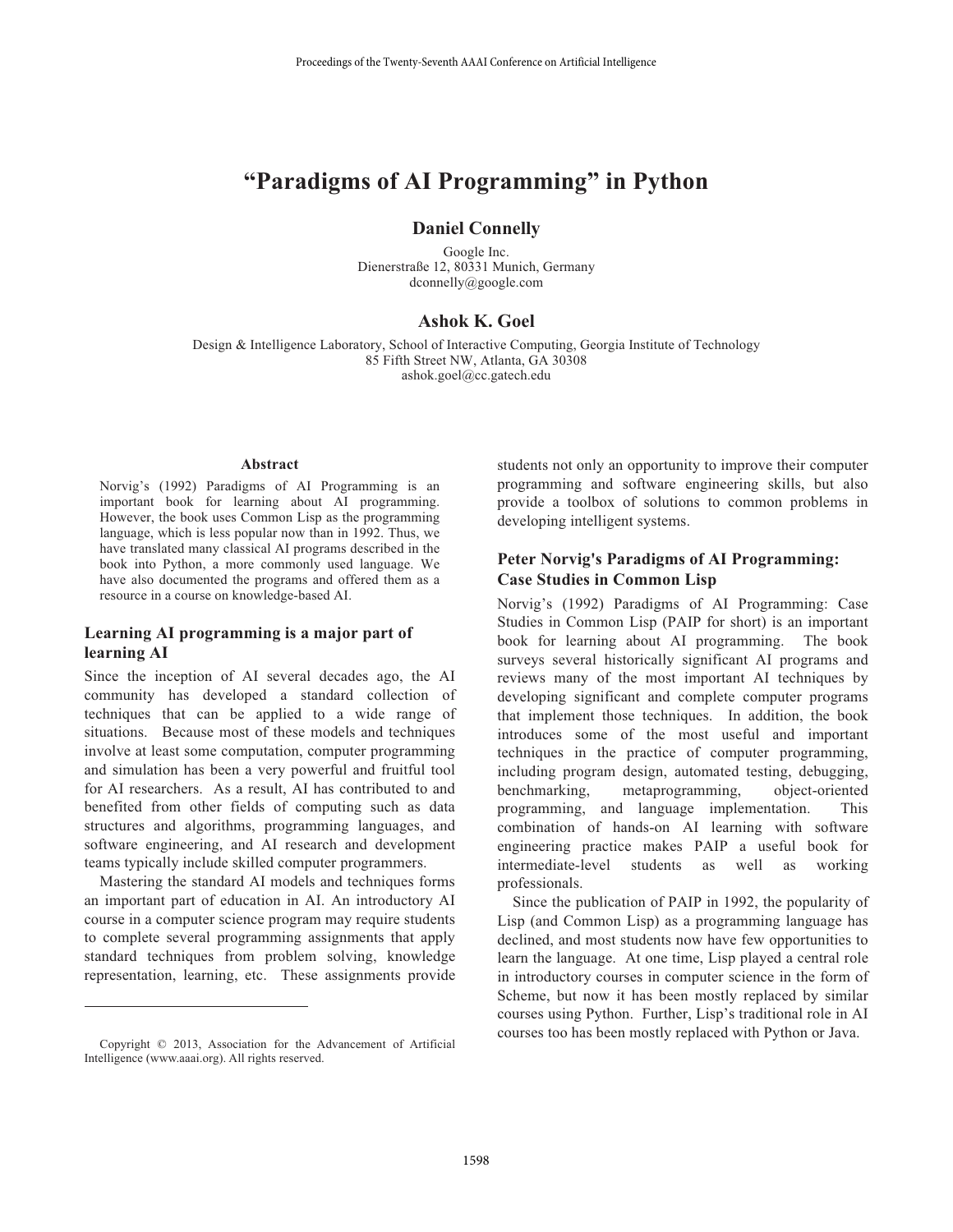# “Paradigms of AI Programming” in Python

**Daniel Connelly**

Google Inc.
Dienerstraße 12, 80331 Munich, Germany
dconnelly@google.com

**Ashok K. Goel**

Design & Intelligence Laboratory, School of Interactive Computing, Georgia Institute of Technology
85 Fifth Street NW, Atlanta, GA 30308
ashok.goel@cc.gatech.edu

### Abstract

Norvig’s (1992) Paradigms of AI Programming is an important book for learning about AI programming. However, the book uses Common Lisp as the programming language, which is less popular now than in 1992. Thus, we have translated many classical AI programs described in the book into Python, a more commonly used language. We have also documented the programs and offered them as a resource in a course on knowledge-based AI.

## Learning AI programming is a major part of learning AI

Since the inception of AI several decades ago, the AI community has developed a standard collection of techniques that can be applied to a wide range of situations. Because most of these models and techniques involve at least some computation, computer programming and simulation has been a very powerful and fruitful tool for AI researchers. As a result, AI has contributed to and benefited from other fields of computing such as data structures and algorithms, programming languages, and software engineering, and AI research and development teams typically include skilled computer programmers.

Mastering the standard AI models and techniques forms an important part of education in AI. An introductory AI course in a computer science program may require students to complete several programming assignments that apply standard techniques from problem solving, knowledge representation, learning, etc. These assignments provide students not only an opportunity to improve their computer programming and software engineering skills, but also provide a toolbox of solutions to common problems in developing intelligent systems.

## Peter Norvig's Paradigms of AI Programming: Case Studies in Common Lisp

Norvig’s (1992) Paradigms of AI Programming: Case Studies in Common Lisp (PAIP for short) is an important book for learning about AI programming. The book surveys several historically significant AI programs and reviews many of the most important AI techniques by developing significant and complete computer programs that implement those techniques. In addition, the book introduces some of the most useful and important techniques in the practice of computer programming, including program design, automated testing, debugging, benchmarking, metaprogramming, object-oriented programming, and language implementation. This combination of hands-on AI learning with software engineering practice makes PAIP a useful book for intermediate-level students as well as working professionals.

Since the publication of PAIP in 1992, the popularity of Lisp (and Common Lisp) as a programming language has declined, and most students now have few opportunities to learn the language. At one time, Lisp played a central role in introductory courses in computer science in the form of Scheme, but now it has been mostly replaced by similar courses using Python. Further, Lisp’s traditional role in AI courses too has been mostly replaced with Python or Java.

Copyright © 2013, Association for the Advancement of Artificial Intelligence (www.aaai.org). All rights reserved.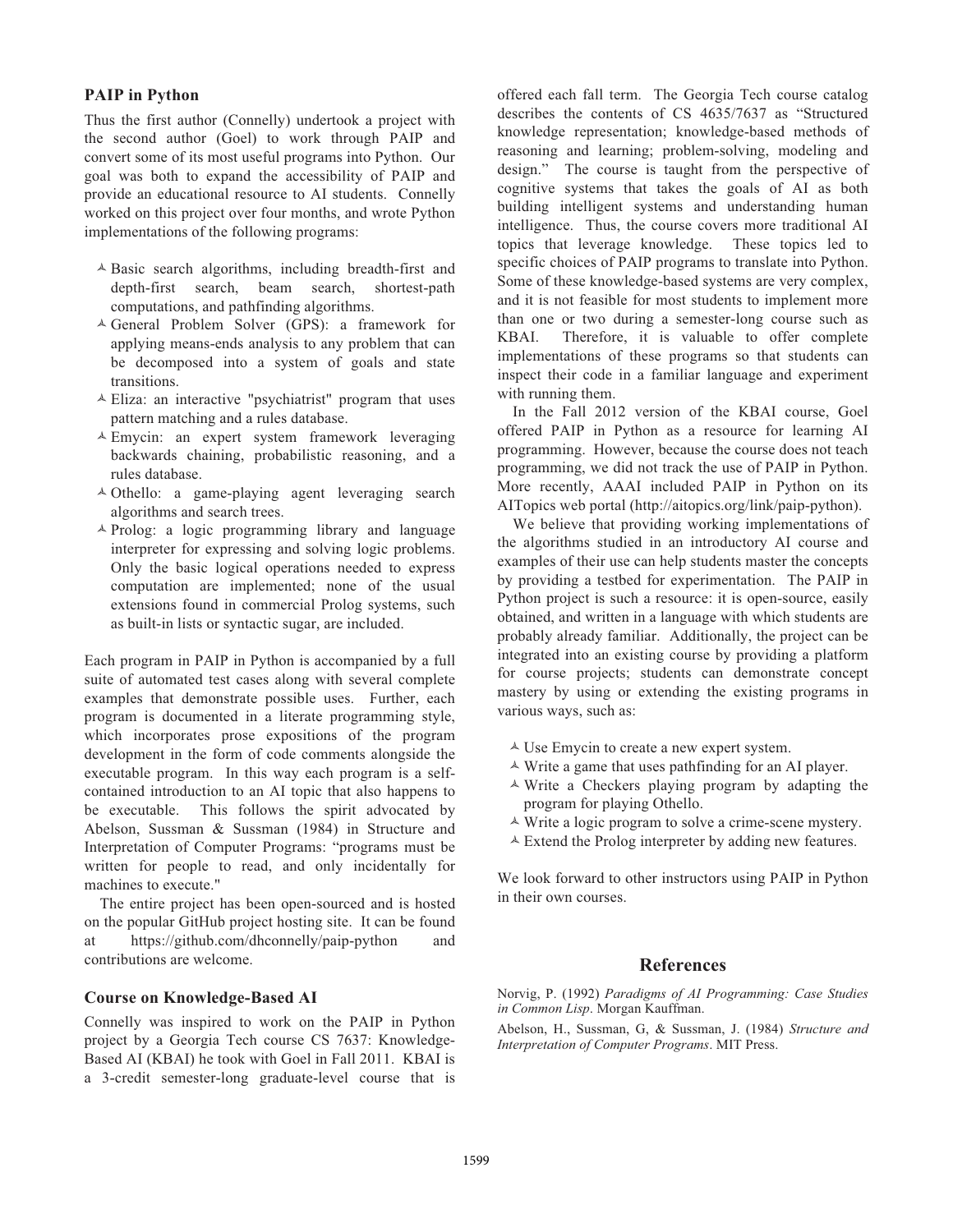### PAIP in Python

Thus the first author (Connelly) undertook a project with the second author (Goel) to work through PAIP and convert some of its most useful programs into Python. Our goal was both to expand the accessibility of PAIP and provide an educational resource to AI students. Connelly worked on this project over four months, and wrote Python implementations of the following programs:

- Basic search algorithms, including breadth-first and depth-first search, beam search, shortest-path computations, and pathfinding algorithms.
- General Problem Solver (GPS): a framework for applying means-ends analysis to any problem that can be decomposed into a system of goals and state transitions.
- Eliza: an interactive "psychiatrist" program that uses pattern matching and a rules database.
- Emycin: an expert system framework leveraging backwards chaining, probabilistic reasoning, and a rules database.
- Othello: a game-playing agent leveraging search algorithms and search trees.
- Prolog: a logic programming library and language interpreter for expressing and solving logic problems. Only the basic logical operations needed to express computation are implemented; none of the usual extensions found in commercial Prolog systems, such as built-in lists or syntactic sugar, are included.

Each program in PAIP in Python is accompanied by a full suite of automated test cases along with several complete examples that demonstrate possible uses. Further, each program is documented in a literate programming style, which incorporates prose expositions of the program development in the form of code comments alongside the executable program. In this way each program is a self-contained introduction to an AI topic that also happens to be executable. This follows the spirit advocated by Abelson, Sussman & Sussman (1984) in Structure and Interpretation of Computer Programs: "programs must be written for people to read, and only incidentally for machines to execute."

The entire project has been open-sourced and is hosted on the popular GitHub project hosting site. It can be found at https://github.com/dhconnelly/paip-python and contributions are welcome.

### Course on Knowledge-Based AI

Connelly was inspired to work on the PAIP in Python project by a Georgia Tech course CS 7637: Knowledge-Based AI (KBAI) he took with Goel in Fall 2011. KBAI is a 3-credit semester-long graduate-level course that is offered each fall term. The Georgia Tech course catalog describes the contents of CS 4635/7637 as "Structured knowledge representation; knowledge-based methods of reasoning and learning; problem-solving, modeling and design." The course is taught from the perspective of cognitive systems that takes the goals of AI as both building intelligent systems and understanding human intelligence. Thus, the course covers more traditional AI topics that leverage knowledge. These topics led to specific choices of PAIP programs to translate into Python. Some of these knowledge-based systems are very complex, and it is not feasible for most students to implement more than one or two during a semester-long course such as KBAI. Therefore, it is valuable to offer complete implementations of these programs so that students can inspect their code in a familiar language and experiment with running them.

In the Fall 2012 version of the KBAI course, Goel offered PAIP in Python as a resource for learning AI programming. However, because the course does not teach programming, we did not track the use of PAIP in Python. More recently, AAAI included PAIP in Python on its AITopics web portal (http://aitopics.org/link/paip-python).

We believe that providing working implementations of the algorithms studied in an introductory AI course and examples of their use can help students master the concepts by providing a testbed for experimentation. The PAIP in Python project is such a resource: it is open-source, easily obtained, and written in a language with which students are probably already familiar. Additionally, the project can be integrated into an existing course by providing a platform for course projects; students can demonstrate concept mastery by using or extending the existing programs in various ways, such as:

- Use Emycin to create a new expert system.
- Write a game that uses pathfinding for an AI player.
- Write a Checkers playing program by adapting the program for playing Othello.
- Write a logic program to solve a crime-scene mystery.
- Extend the Prolog interpreter by adding new features.

We look forward to other instructors using PAIP in Python in their own courses.

## References

Norvig, P. (1992) *Paradigms of AI Programming: Case Studies in Common Lisp*. Morgan Kauffman.

Abelson, H., Sussman, G, & Sussman, J. (1984) *Structure and Interpretation of Computer Programs*. MIT Press.